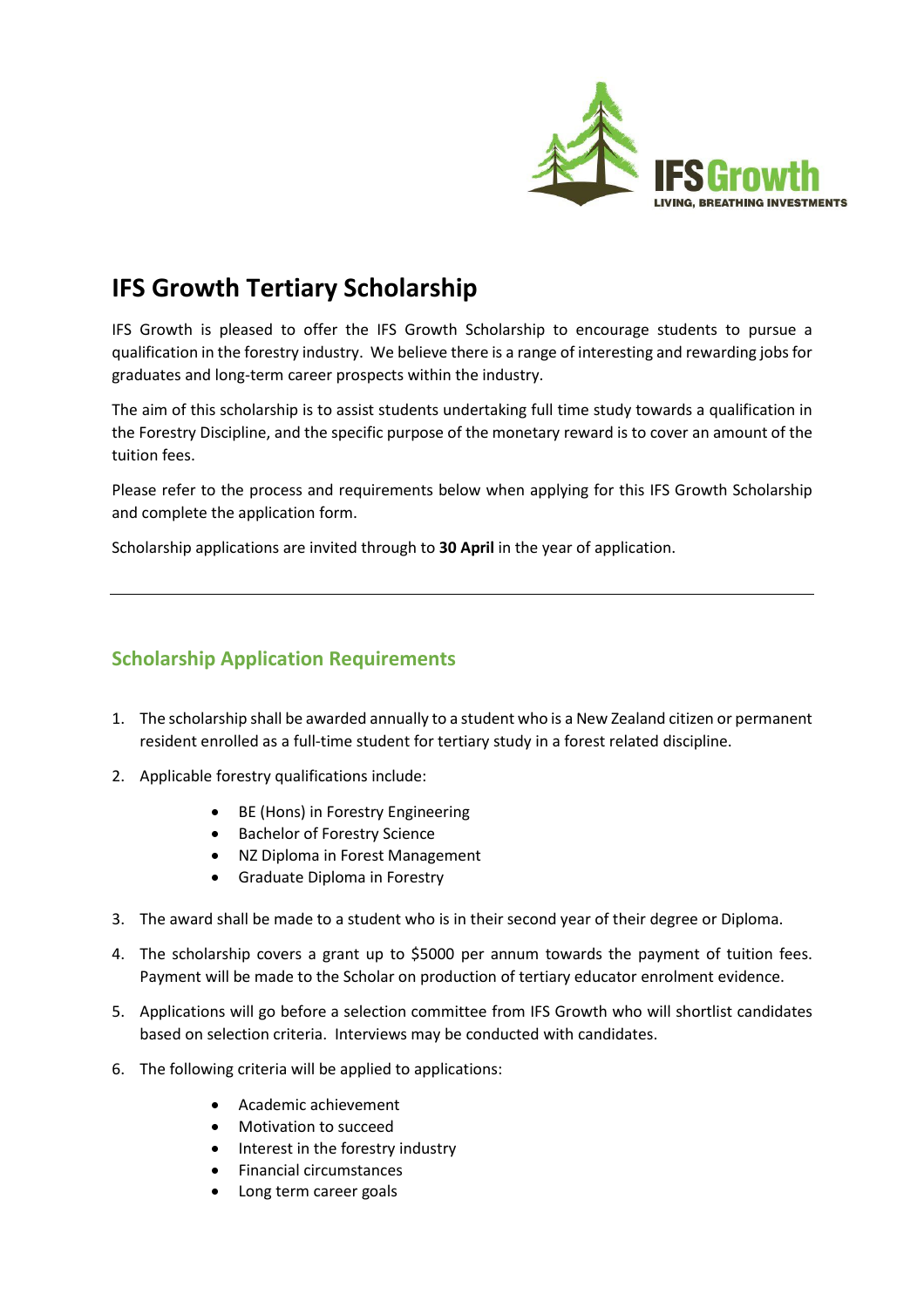IFS Growth
LIVING, BREATHING INVESTMENTS

# IFS Growth Tertiary Scholarship

IFS Growth is pleased to offer the IFS Growth Scholarship to encourage students to pursue a qualification in the forestry industry. We believe there is a range of interesting and rewarding jobs for graduates and long-term career prospects within the industry.

The aim of this scholarship is to assist students undertaking full time study towards a qualification in the Forestry Discipline, and the specific purpose of the monetary reward is to cover an amount of the tuition fees.

Please refer to the process and requirements below when applying for this IFS Growth Scholarship and complete the application form.

Scholarship applications are invited through to **30 April** in the year of application.

---

## Scholarship Application Requirements

1. The scholarship shall be awarded annually to a student who is a New Zealand citizen or permanent resident enrolled as a full-time student for tertiary study in a forest related discipline.
2. Applicable forestry qualifications include:
   - BE (Hons) in Forestry Engineering
   - Bachelor of Forestry Science
   - NZ Diploma in Forest Management
   - Graduate Diploma in Forestry
3. The award shall be made to a student who is in their second year of their degree or Diploma.
4. The scholarship covers a grant up to $5000 per annum towards the payment of tuition fees. Payment will be made to the Scholar on production of tertiary educator enrolment evidence.
5. Applications will go before a selection committee from IFS Growth who will shortlist candidates based on selection criteria. Interviews may be conducted with candidates.
6. The following criteria will be applied to applications:
   - Academic achievement
   - Motivation to succeed
   - Interest in the forestry industry
   - Financial circumstances
   - Long term career goals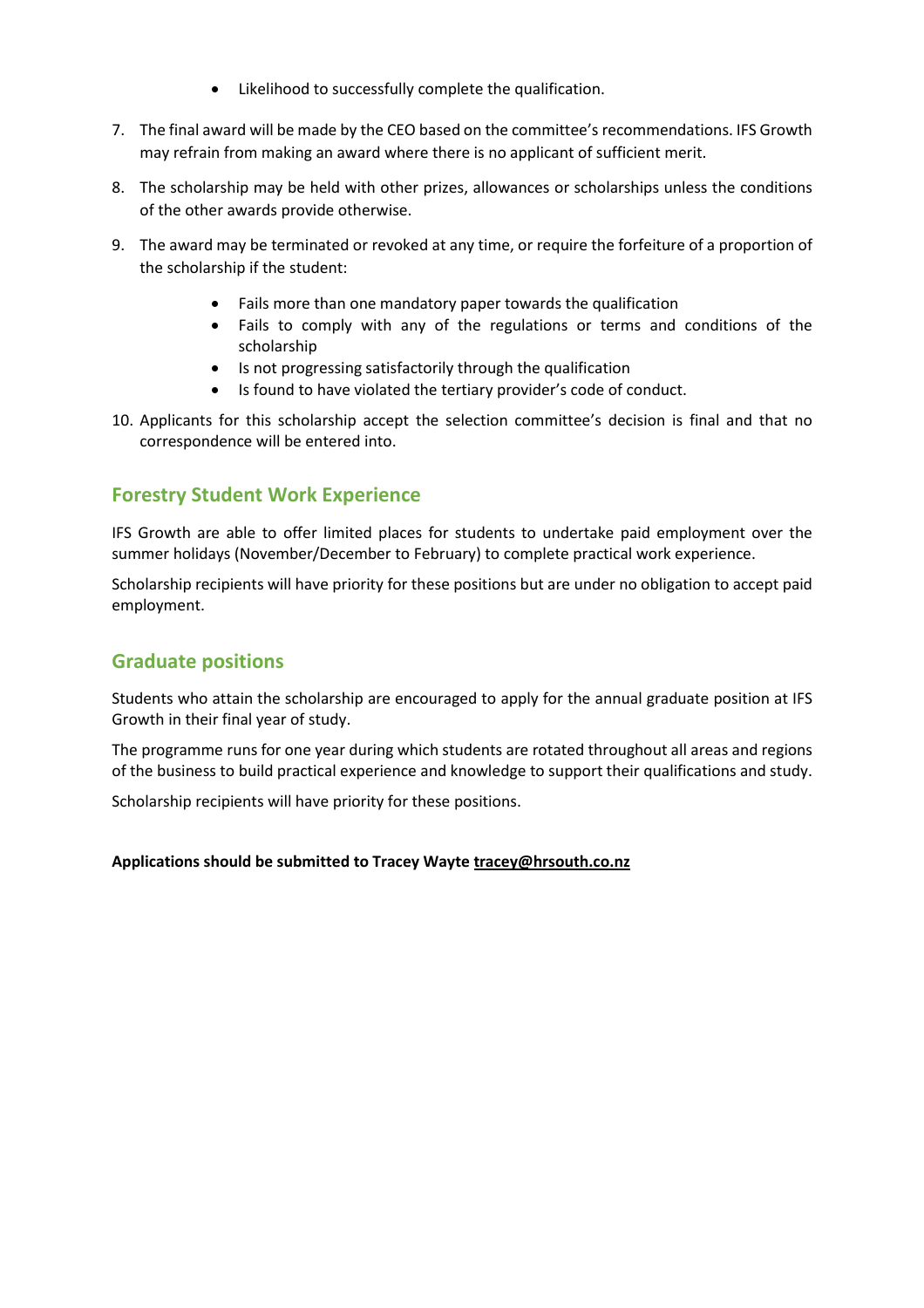- Likelihood to successfully complete the qualification.

7. The final award will be made by the CEO based on the committee's recommendations. IFS Growth may refrain from making an award where there is no applicant of sufficient merit.
8. The scholarship may be held with other prizes, allowances or scholarships unless the conditions of the other awards provide otherwise.
9. The award may be terminated or revoked at any time, or require the forfeiture of a proportion of the scholarship if the student:
    - Fails more than one mandatory paper towards the qualification
    - Fails to comply with any of the regulations or terms and conditions of the scholarship
    - Is not progressing satisfactorily through the qualification
    - Is found to have violated the tertiary provider's code of conduct.
10. Applicants for this scholarship accept the selection committee's decision is final and that no correspondence will be entered into.

## Forestry Student Work Experience

IFS Growth are able to offer limited places for students to undertake paid employment over the summer holidays (November/December to February) to complete practical work experience.

Scholarship recipients will have priority for these positions but are under no obligation to accept paid employment.

## Graduate positions

Students who attain the scholarship are encouraged to apply for the annual graduate position at IFS Growth in their final year of study.

The programme runs for one year during which students are rotated throughout all areas and regions of the business to build practical experience and knowledge to support their qualifications and study.

Scholarship recipients will have priority for these positions.

**Applications should be submitted to Tracey Wayte tracey@hrsouth.co.nz**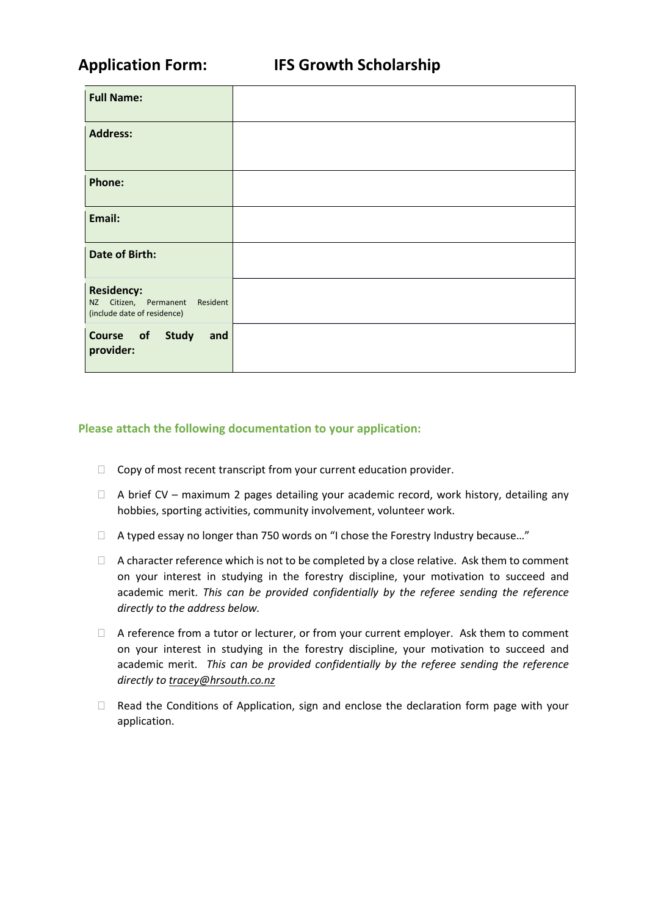# Application Form: IFS Growth Scholarship

| Field | |
|---|---|
| **Full Name:** | |
| **Address:** | |
| **Phone:** | |
| **Email:** | |
| **Date of Birth:** | |
| **Residency:** NZ Citizen, Permanent Resident (include date of residence) | |
| **Course of Study and provider:** | |

**Please attach the following documentation to your application:**

- ☐ Copy of most recent transcript from your current education provider.
- ☐ A brief CV – maximum 2 pages detailing your academic record, work history, detailing any hobbies, sporting activities, community involvement, volunteer work.
- ☐ A typed essay no longer than 750 words on "I chose the Forestry Industry because…"
- ☐ A character reference which is not to be completed by a close relative. Ask them to comment on your interest in studying in the forestry discipline, your motivation to succeed and academic merit. *This can be provided confidentially by the referee sending the reference directly to the address below.*
- ☐ A reference from a tutor or lecturer, or from your current employer. Ask them to comment on your interest in studying in the forestry discipline, your motivation to succeed and academic merit. *This can be provided confidentially by the referee sending the reference directly to tracey@hrsouth.co.nz*
- ☐ Read the Conditions of Application, sign and enclose the declaration form page with your application.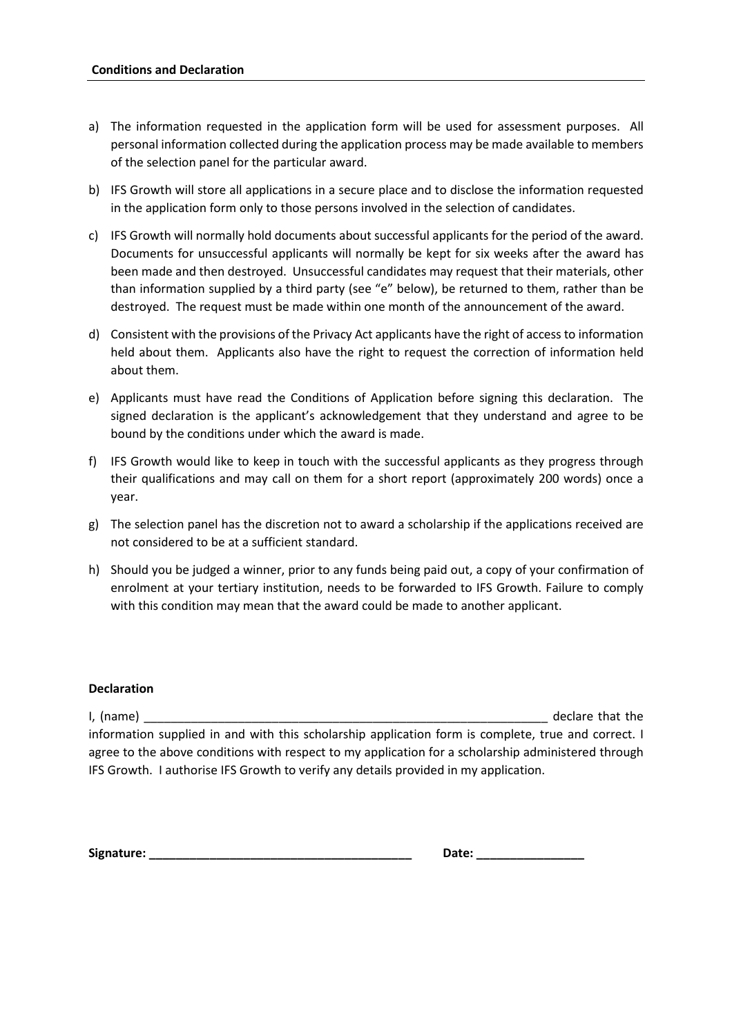**Conditions and Declaration**

a) The information requested in the application form will be used for assessment purposes. All personal information collected during the application process may be made available to members of the selection panel for the particular award.

b) IFS Growth will store all applications in a secure place and to disclose the information requested in the application form only to those persons involved in the selection of candidates.

c) IFS Growth will normally hold documents about successful applicants for the period of the award. Documents for unsuccessful applicants will normally be kept for six weeks after the award has been made and then destroyed. Unsuccessful candidates may request that their materials, other than information supplied by a third party (see "e" below), be returned to them, rather than be destroyed. The request must be made within one month of the announcement of the award.

d) Consistent with the provisions of the Privacy Act applicants have the right of access to information held about them. Applicants also have the right to request the correction of information held about them.

e) Applicants must have read the Conditions of Application before signing this declaration. The signed declaration is the applicant's acknowledgement that they understand and agree to be bound by the conditions under which the award is made.

f) IFS Growth would like to keep in touch with the successful applicants as they progress through their qualifications and may call on them for a short report (approximately 200 words) once a year.

g) The selection panel has the discretion not to award a scholarship if the applications received are not considered to be at a sufficient standard.

h) Should you be judged a winner, prior to any funds being paid out, a copy of your confirmation of enrolment at your tertiary institution, needs to be forwarded to IFS Growth. Failure to comply with this condition may mean that the award could be made to another applicant.

**Declaration**

I, (name) _______________________________________________________________ declare that the information supplied in and with this scholarship application form is complete, true and correct. I agree to the above conditions with respect to my application for a scholarship administered through IFS Growth. I authorise IFS Growth to verify any details provided in my application.

**Signature: _______________________________________** **Date: ________________**